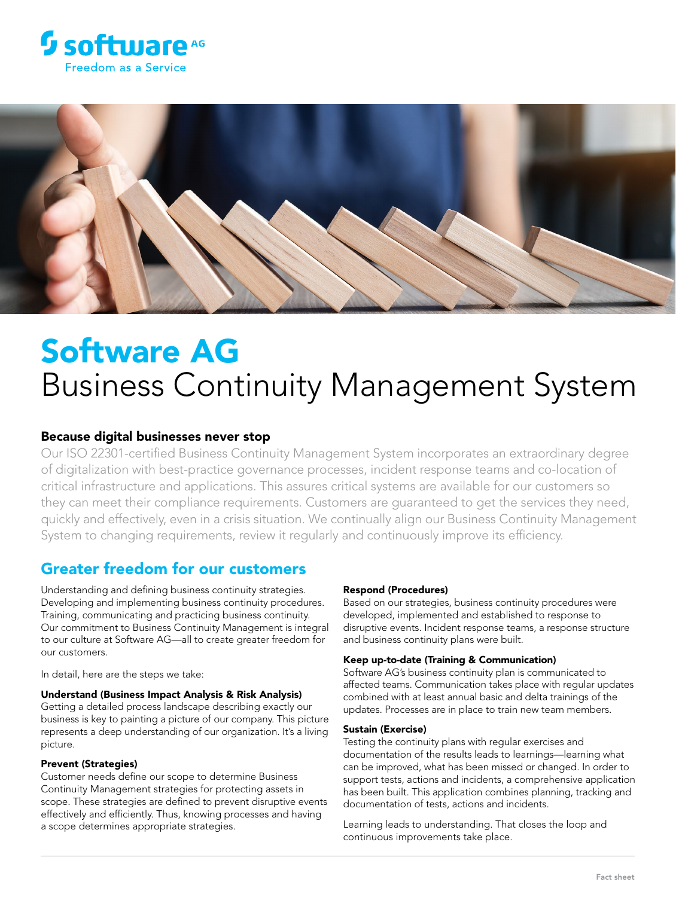# Software AG
# Business Continuity Management System

## Because digital businesses never stop

Our ISO 22301-certified Business Continuity Management System incorporates an extraordinary degree of digitalization with best-practice governance processes, incident response teams and co-location of critical infrastructure and applications. This assures critical systems are available for our customers so they can meet their compliance requirements. Customers are guaranteed to get the services they need, quickly and effectively, even in a crisis situation. We continually align our Business Continuity Management System to changing requirements, review it regularly and continuously improve its efficiency.

## Greater freedom for our customers

Understanding and defining business continuity strategies. Developing and implementing business continuity procedures. Training, communicating and practicing business continuity. Our commitment to Business Continuity Management is integral to our culture at Software AG—all to create greater freedom for our customers.

In detail, here are the steps we take:

**Understand (Business Impact Analysis & Risk Analysis)**
Getting a detailed process landscape describing exactly our business is key to painting a picture of our company. This picture represents a deep understanding of our organization. It's a living picture.

**Prevent (Strategies)**
Customer needs define our scope to determine Business Continuity Management strategies for protecting assets in scope. These strategies are defined to prevent disruptive events effectively and efficiently. Thus, knowing processes and having a scope determines appropriate strategies.

**Respond (Procedures)**
Based on our strategies, business continuity procedures were developed, implemented and established to response to disruptive events. Incident response teams, a response structure and business continuity plans were built.

**Keep up-to-date (Training & Communication)**
Software AG's business continuity plan is communicated to affected teams. Communication takes place with regular updates combined with at least annual basic and delta trainings of the updates. Processes are in place to train new team members.

**Sustain (Exercise)**
Testing the continuity plans with regular exercises and documentation of the results leads to learnings—learning what can be improved, what has been missed or changed. In order to support tests, actions and incidents, a comprehensive application has been built. This application combines planning, tracking and documentation of tests, actions and incidents.

Learning leads to understanding. That closes the loop and continuous improvements take place.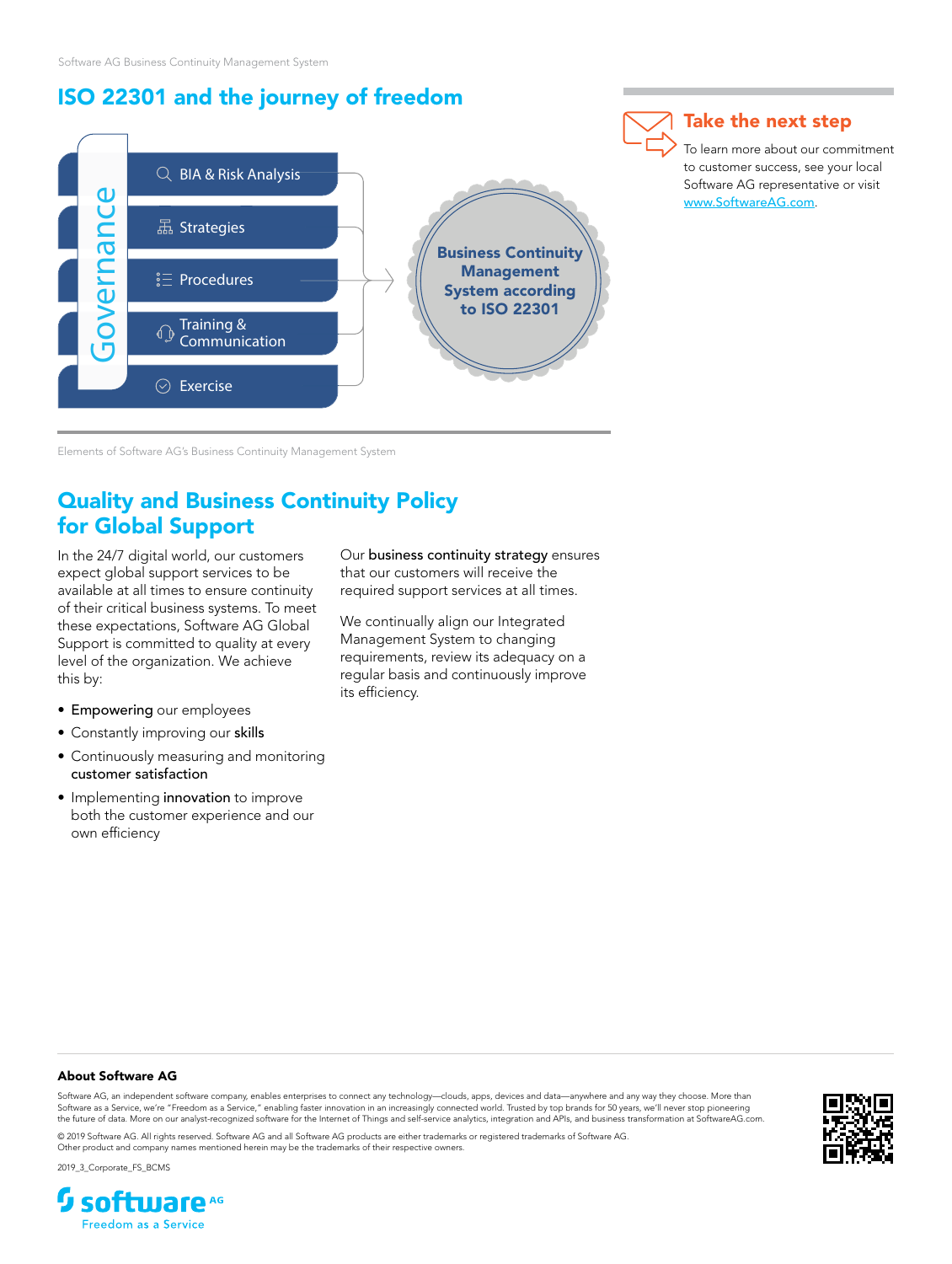## ISO 22301 and the journey of freedom

Governance

BIA & Risk Analysis

Strategies

Procedures

Training & Communication

Exercise

Business Continuity Management System according to ISO 22301

Elements of Software AG's Business Continuity Management System

## Take the next step

To learn more about our commitment to customer success, see your local Software AG representative or visit www.SoftwareAG.com.

## Quality and Business Continuity Policy for Global Support

In the 24/7 digital world, our customers expect global support services to be available at all times to ensure continuity of their critical business systems. To meet these expectations, Software AG Global Support is committed to quality at every level of the organization. We achieve this by:

- **Empowering** our employees
- Constantly improving our **skills**
- Continuously measuring and monitoring **customer satisfaction**
- Implementing **innovation** to improve both the customer experience and our own efficiency

Our **business continuity strategy** ensures that our customers will receive the required support services at all times.

We continually align our Integrated Management System to changing requirements, review its adequacy on a regular basis and continuously improve its efficiency.

**About Software AG**

Software AG, an independent software company, enables enterprises to connect any technology—clouds, apps, devices and data—anywhere and any way they choose. More than Software as a Service, we're "Freedom as a Service," enabling faster innovation in an increasingly connected world. Trusted by top brands for 50 years, we'll never stop pioneering the future of data. More on our analyst-recognized software for the Internet of Things and self-service analytics, integration and APIs, and business transformation at SoftwareAG.com.

© 2019 Software AG. All rights reserved. Software AG and all Software AG products are either trademarks or registered trademarks of Software AG. Other product and company names mentioned herein may be the trademarks of their respective owners.

2019_3_Corporate_FS_BCMS

software AG

Freedom as a Service